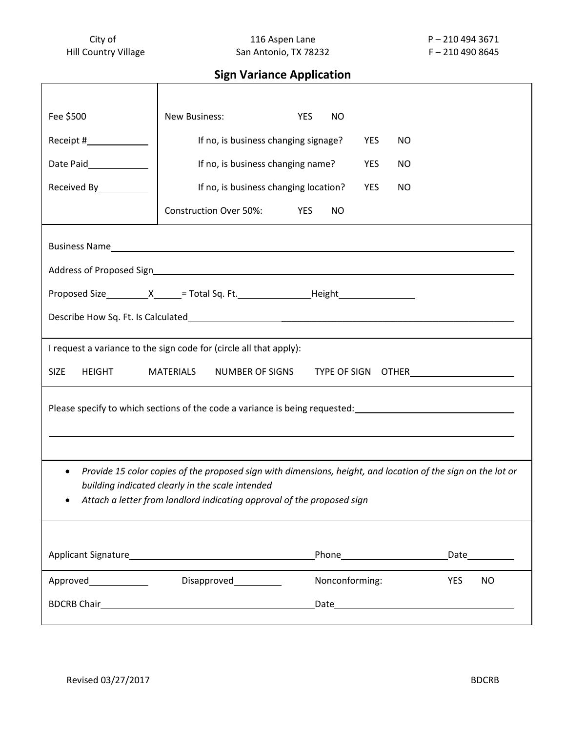City of
Hill Country Village

116 Aspen Lane
San Antonio, TX 78232

P – 210 494 3671
F – 210 490 8645

# Sign Variance Application

| | |
|---|---|
| Fee $500 | New Business: YES NO |
| Receipt #\_\_\_\_\_\_\_\_\_\_ | If no, is business changing signage? YES NO |
| Date Paid\_\_\_\_\_\_\_\_\_\_ | If no, is business changing name? YES NO |
| Received By\_\_\_\_\_\_\_\_\_\_ | If no, is business changing location? YES NO |
| | Construction Over 50%: YES NO |

Business Name\_\_\_\_\_\_\_\_\_\_\_\_\_\_\_\_\_\_\_\_\_\_\_\_\_\_\_\_\_\_\_\_\_\_\_\_\_\_\_\_

Address of Proposed Sign\_\_\_\_\_\_\_\_\_\_\_\_\_\_\_\_\_\_\_\_\_\_\_\_\_\_\_\_\_\_\_\_\_\_\_\_

Proposed Size\_\_\_\_\_\_X\_\_\_\_\_= Total Sq. Ft.\_\_\_\_\_\_\_\_\_\_Height\_\_\_\_\_\_\_\_\_\_

Describe How Sq. Ft. Is Calculated\_\_\_\_\_\_\_\_\_\_\_\_\_\_\_\_\_\_\_\_\_\_\_\_\_\_\_\_\_\_\_\_\_\_

I request a variance to the sign code for (circle all that apply):

SIZE HEIGHT MATERIALS NUMBER OF SIGNS TYPE OF SIGN OTHER\_\_\_\_\_\_\_\_\_\_\_\_\_\_\_\_

Please specify to which sections of the code a variance is being requested:\_\_\_\_\_\_\_\_\_\_\_\_\_\_\_\_\_\_\_\_

\_\_\_\_\_\_\_\_\_\_\_\_\_\_\_\_\_\_\_\_\_\_\_\_\_\_\_\_\_\_\_\_\_\_\_\_\_\_\_\_\_\_\_\_\_\_\_\_\_\_\_\_\_\_\_\_\_\_\_\_

- *Provide 15 color copies of the proposed sign with dimensions, height, and location of the sign on the lot or building indicated clearly in the scale intended*
- *Attach a letter from landlord indicating approval of the proposed sign*

Applicant Signature\_\_\_\_\_\_\_\_\_\_\_\_\_\_\_\_\_\_\_\_\_\_\_\_\_\_Phone\_\_\_\_\_\_\_\_\_\_\_\_\_\_\_\_Date\_\_\_\_\_\_\_\_

Approved\_\_\_\_\_\_\_\_\_\_ Disapproved\_\_\_\_\_\_\_\_\_ Nonconforming: YES NO

BDCRB Chair\_\_\_\_\_\_\_\_\_\_\_\_\_\_\_\_\_\_\_\_\_\_\_\_\_\_\_\_\_\_\_\_Date\_\_\_\_\_\_\_\_\_\_\_\_\_\_\_\_\_\_\_\_\_\_\_\_\_\_

Revised 03/27/2017

BDCRB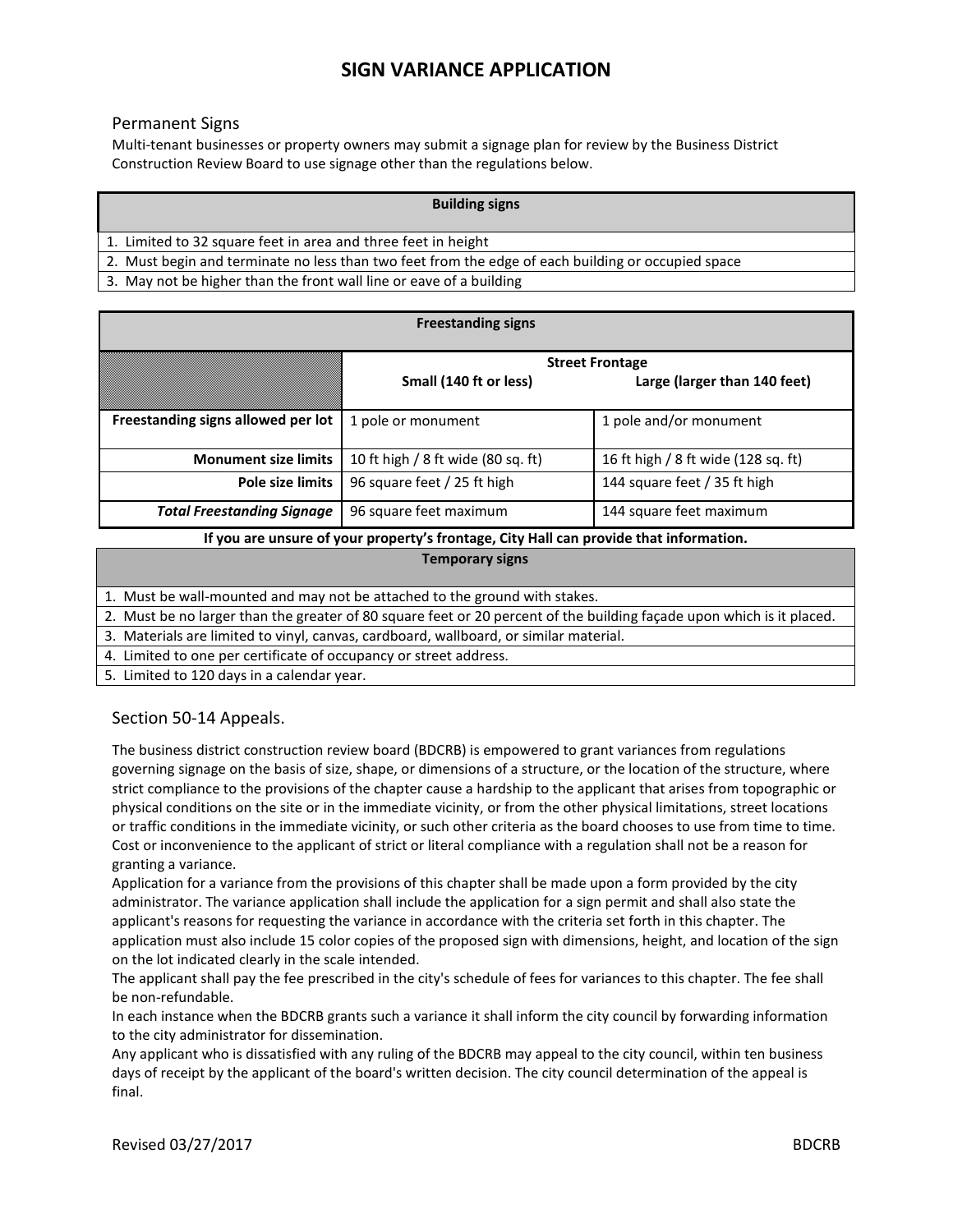# SIGN VARIANCE APPLICATION

## Permanent Signs

Multi-tenant businesses or property owners may submit a signage plan for review by the Business District Construction Review Board to use signage other than the regulations below.

| Building signs |
| --- |
| 1. Limited to 32 square feet in area and three feet in height |
| 2. Must begin and terminate no less than two feet from the edge of each building or occupied space |
| 3. May not be higher than the front wall line or eave of a building |

| Freestanding signs | | |
| --- | --- | --- |
| | **Street Frontage** | |
| | **Small (140 ft or less)** | **Large (larger than 140 feet)** |
| **Freestanding signs allowed per lot** | 1 pole or monument | 1 pole and/or monument |
| **Monument size limits** | 10 ft high / 8 ft wide (80 sq. ft) | 16 ft high / 8 ft wide (128 sq. ft) |
| **Pole size limits** | 96 square feet / 25 ft high | 144 square feet / 35 ft high |
| ***Total Freestanding Signage*** | 96 square feet maximum | 144 square feet maximum |

**If you are unsure of your property's frontage, City Hall can provide that information.**

| Temporary signs |
| --- |
| 1. Must be wall-mounted and may not be attached to the ground with stakes. |
| 2. Must be no larger than the greater of 80 square feet or 20 percent of the building façade upon which is it placed. |
| 3. Materials are limited to vinyl, canvas, cardboard, wallboard, or similar material. |
| 4. Limited to one per certificate of occupancy or street address. |
| 5. Limited to 120 days in a calendar year. |

## Section 50-14 Appeals.

The business district construction review board (BDCRB) is empowered to grant variances from regulations governing signage on the basis of size, shape, or dimensions of a structure, or the location of the structure, where strict compliance to the provisions of the chapter cause a hardship to the applicant that arises from topographic or physical conditions on the site or in the immediate vicinity, or from the other physical limitations, street locations or traffic conditions in the immediate vicinity, or such other criteria as the board chooses to use from time to time. Cost or inconvenience to the applicant of strict or literal compliance with a regulation shall not be a reason for granting a variance.

Application for a variance from the provisions of this chapter shall be made upon a form provided by the city administrator. The variance application shall include the application for a sign permit and shall also state the applicant's reasons for requesting the variance in accordance with the criteria set forth in this chapter. The application must also include 15 color copies of the proposed sign with dimensions, height, and location of the sign on the lot indicated clearly in the scale intended.

The applicant shall pay the fee prescribed in the city's schedule of fees for variances to this chapter. The fee shall be non-refundable.

In each instance when the BDCRB grants such a variance it shall inform the city council by forwarding information to the city administrator for dissemination.

Any applicant who is dissatisfied with any ruling of the BDCRB may appeal to the city council, within ten business days of receipt by the applicant of the board's written decision. The city council determination of the appeal is final.

Revised 03/27/2017 BDCRB